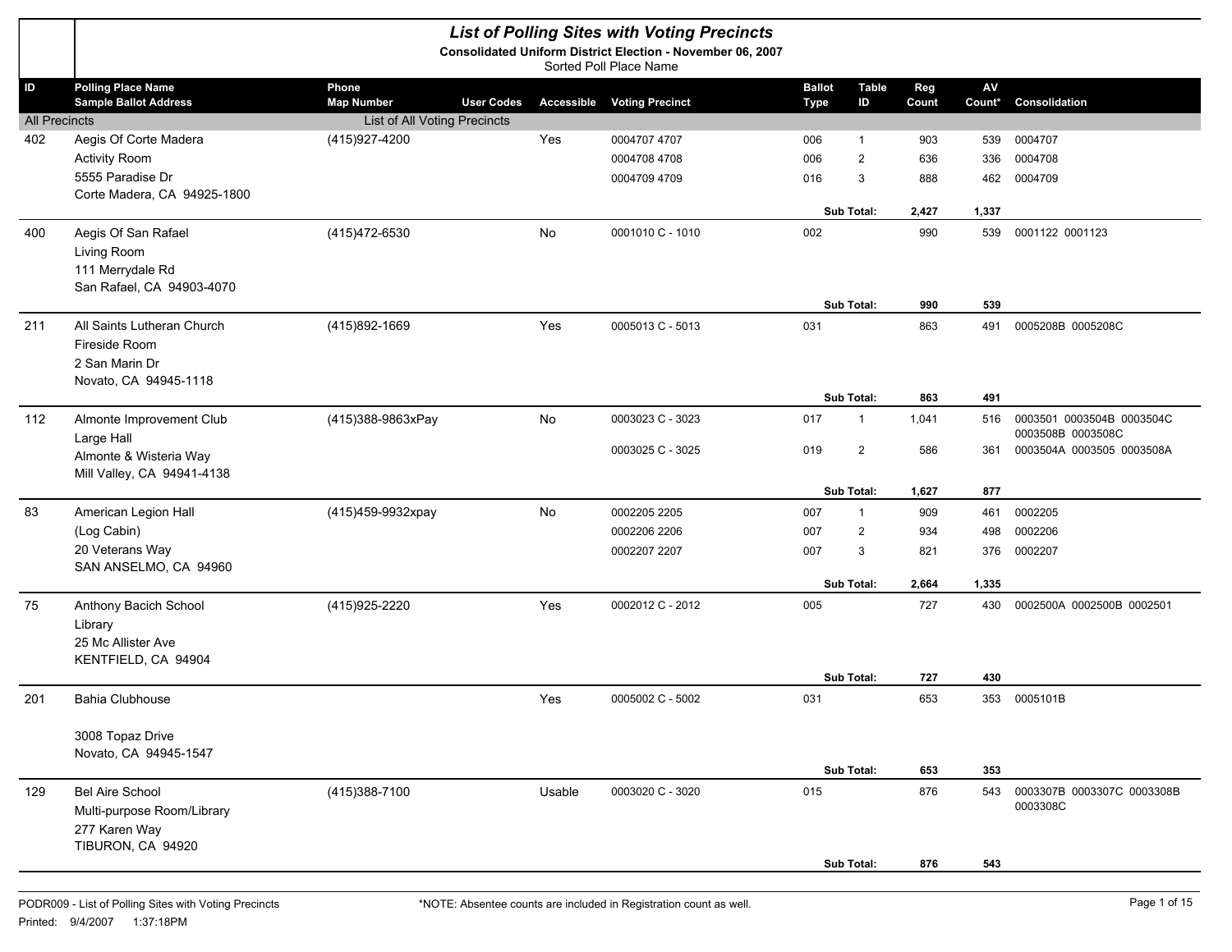# List of Polling Sites with Voting Precincts

**Consolidated Uniform District Election - November 06, 2007**

Sorted Poll Place Name

| ID | Polling Place Name / Sample Ballot Address | Phone / Map Number | User Codes | Accessible | Voting Precinct | Ballot Type | Table ID | Reg Count | AV Count* | Consolidation |
|---|---|---|---|---|---|---|---|---|---|---|
| All Precincts | | List of All Voting Precincts | | | | | | | | |
| 402 | Aegis Of Corte Madera | (415)927-4200 | | Yes | 0004707 4707 | 006 | 1 | 903 | 539 | 0004707 |
| | Activity Room | | | | 0004708 4708 | 006 | 2 | 636 | 336 | 0004708 |
| | 5555 Paradise Dr | | | | 0004709 4709 | 016 | 3 | 888 | 462 | 0004709 |
| | Corte Madera, CA 94925-1800 | | | | | | | | | |
| | | | | | | Sub Total: | | 2,427 | 1,337 | |
| 400 | Aegis Of San Rafael | (415)472-6530 | | No | 0001010 C - 1010 | 002 | | 990 | 539 | 0001122 0001123 |
| | Living Room | | | | | | | | | |
| | 111 Merrydale Rd | | | | | | | | | |
| | San Rafael, CA 94903-4070 | | | | | | | | | |
| | | | | | | Sub Total: | | 990 | 539 | |
| 211 | All Saints Lutheran Church | (415)892-1669 | | Yes | 0005013 C - 5013 | 031 | | 863 | 491 | 0005208B 0005208C |
| | Fireside Room | | | | | | | | | |
| | 2 San Marin Dr | | | | | | | | | |
| | Novato, CA 94945-1118 | | | | | | | | | |
| | | | | | | Sub Total: | | 863 | 491 | |
| 112 | Almonte Improvement Club | (415)388-9863xPay | | No | 0003023 C - 3023 | 017 | 1 | 1,041 | 516 | 0003501 0003504B 0003504C 0003508B 0003508C |
| | Large Hall | | | | | | | | | |
| | Almonte & Wisteria Way | | | | 0003025 C - 3025 | 019 | 2 | 586 | 361 | 0003504A 0003505 0003508A |
| | Mill Valley, CA 94941-4138 | | | | | | | | | |
| | | | | | | Sub Total: | | 1,627 | 877 | |
| 83 | American Legion Hall | (415)459-9932xpay | | No | 0002205 2205 | 007 | 1 | 909 | 461 | 0002205 |
| | (Log Cabin) | | | | 0002206 2206 | 007 | 2 | 934 | 498 | 0002206 |
| | 20 Veterans Way | | | | 0002207 2207 | 007 | 3 | 821 | 376 | 0002207 |
| | SAN ANSELMO, CA 94960 | | | | | | | | | |
| | | | | | | Sub Total: | | 2,664 | 1,335 | |
| 75 | Anthony Bacich School | (415)925-2220 | | Yes | 0002012 C - 2012 | 005 | | 727 | 430 | 0002500A 0002500B 0002501 |
| | Library | | | | | | | | | |
| | 25 Mc Allister Ave | | | | | | | | | |
| | KENTFIELD, CA 94904 | | | | | | | | | |
| | | | | | | Sub Total: | | 727 | 430 | |
| 201 | Bahia Clubhouse | | | Yes | 0005002 C - 5002 | 031 | | 653 | 353 | 0005101B |
| | 3008 Topaz Drive | | | | | | | | | |
| | Novato, CA 94945-1547 | | | | | | | | | |
| | | | | | | Sub Total: | | 653 | 353 | |
| 129 | Bel Aire School | (415)388-7100 | | Usable | 0003020 C - 3020 | 015 | | 876 | 543 | 0003307B 0003307C 0003308B 0003308C |
| | Multi-purpose Room/Library | | | | | | | | | |
| | 277 Karen Way | | | | | | | | | |
| | TIBURON, CA 94920 | | | | | | | | | |
| | | | | | | Sub Total: | | 876 | 543 | |

PODR009 - List of Polling Sites with Voting Precincts

Printed: 9/4/2007 1:37:18PM

*NOTE: Absentee counts are included in Registration count as well.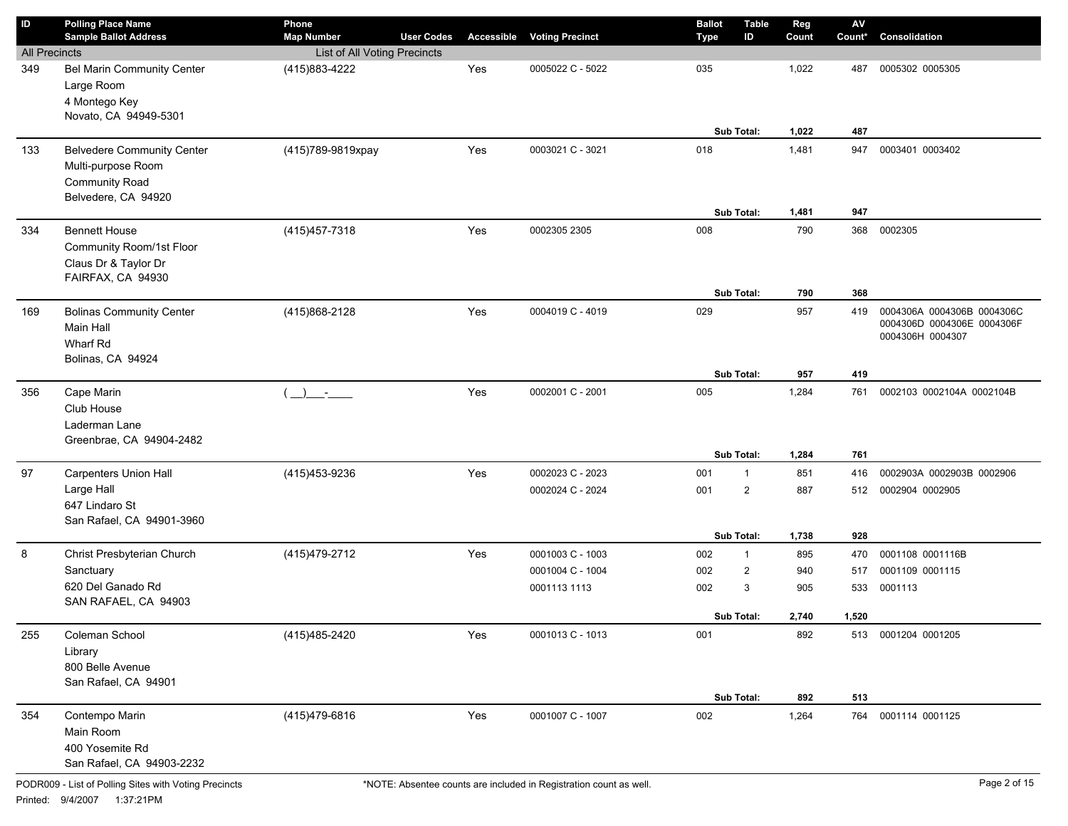| ID | Polling Place Name<br>Sample Ballot Address | Phone<br>Map Number | User Codes | Accessible | Voting Precinct | Ballot Type | Table ID | Reg Count | AV Count* | Consolidation |
|---|---|---|---|---|---|---|---|---|---|---|
| All Precincts | | List of All Voting Precincts | | | | | | | | |
| 349 | Bel Marin Community Center<br>Large Room<br>4 Montego Key<br>Novato, CA 94949-5301 | (415)883-4222 | | Yes | 0005022 C - 5022 | 035 | | 1,022 | 487 | 0005302 0005305 |
| | | | | | | | Sub Total: | 1,022 | 487 | |
| 133 | Belvedere Community Center<br>Multi-purpose Room<br>Community Road<br>Belvedere, CA 94920 | (415)789-9819xpay | | Yes | 0003021 C - 3021 | 018 | | 1,481 | 947 | 0003401 0003402 |
| | | | | | | | Sub Total: | 1,481 | 947 | |
| 334 | Bennett House<br>Community Room/1st Floor<br>Claus Dr & Taylor Dr<br>FAIRFAX, CA 94930 | (415)457-7318 | | Yes | 0002305 2305 | 008 | | 790 | 368 | 0002305 |
| | | | | | | | Sub Total: | 790 | 368 | |
| 169 | Bolinas Community Center<br>Main Hall<br>Wharf Rd<br>Bolinas, CA 94924 | (415)868-2128 | | Yes | 0004019 C - 4019 | 029 | | 957 | 419 | 0004306A 0004306B 0004306C 0004306D 0004306E 0004306F 0004306H 0004307 |
| | | | | | | | Sub Total: | 957 | 419 | |
| 356 | Cape Marin<br>Club House<br>Laderman Lane<br>Greenbrae, CA 94904-2482 | ( __)___-____ | | Yes | 0002001 C - 2001 | 005 | | 1,284 | 761 | 0002103 0002104A 0002104B |
| | | | | | | | Sub Total: | 1,284 | 761 | |
| 97 | Carpenters Union Hall<br>Large Hall<br>647 Lindaro St<br>San Rafael, CA 94901-3960 | (415)453-9236 | | Yes | 0002023 C - 2023 | 001 | 1 | 851 | 416 | 0002903A 0002903B 0002906 |
| | | | | | 0002024 C - 2024 | 001 | 2 | 887 | 512 | 0002904 0002905 |
| | | | | | | | Sub Total: | 1,738 | 928 | |
| 8 | Christ Presbyterian Church<br>Sanctuary<br>620 Del Ganado Rd<br>SAN RAFAEL, CA 94903 | (415)479-2712 | | Yes | 0001003 C - 1003 | 002 | 1 | 895 | 470 | 0001108 0001116B |
| | | | | | 0001004 C - 1004 | 002 | 2 | 940 | 517 | 0001109 0001115 |
| | | | | | 0001113 1113 | 002 | 3 | 905 | 533 | 0001113 |
| | | | | | | | Sub Total: | 2,740 | 1,520 | |
| 255 | Coleman School<br>Library<br>800 Belle Avenue<br>San Rafael, CA 94901 | (415)485-2420 | | Yes | 0001013 C - 1013 | 001 | | 892 | 513 | 0001204 0001205 |
| | | | | | | | Sub Total: | 892 | 513 | |
| 354 | Contempo Marin<br>Main Room<br>400 Yosemite Rd<br>San Rafael, CA 94903-2232 | (415)479-6816 | | Yes | 0001007 C - 1007 | 002 | | 1,264 | 764 | 0001114 0001125 |

PODR009 - List of Polling Sites with Voting Precincts

Printed: 9/4/2007 1:37:21PM

*NOTE: Absentee counts are included in Registration count as well.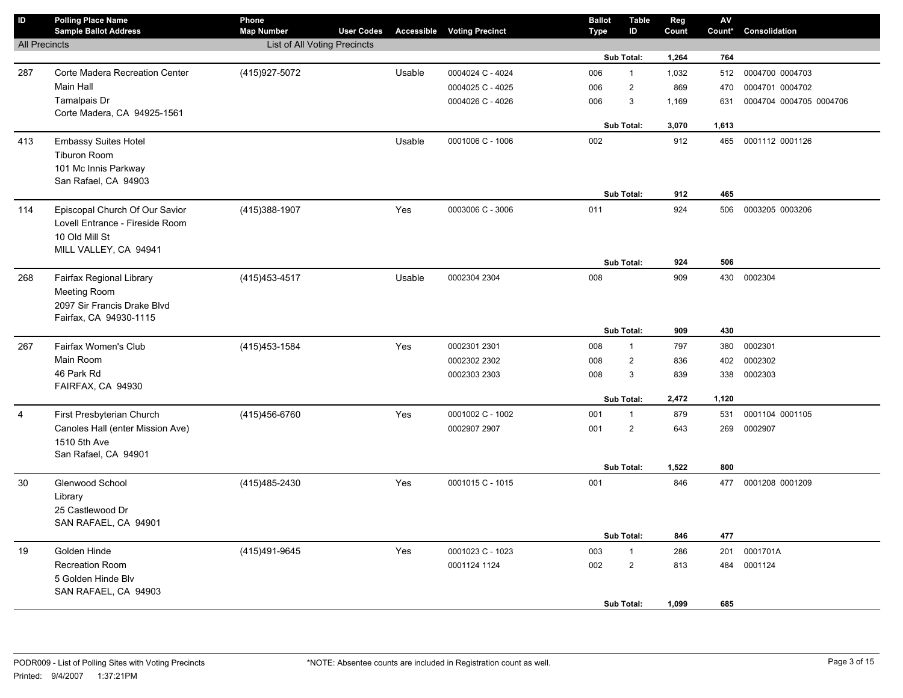| ID | Polling Place Name<br>Sample Ballot Address | Phone<br>Map Number | User Codes | Accessible | Voting Precinct | Ballot Type | Table ID | Reg Count | AV Count* | Consolidation |
|---|---|---|---|---|---|---|---|---|---|---|
| All Precincts | | List of All Voting Precincts | | | | | | | | |
| | | | | | | | **Sub Total:** | **1,264** | **764** | |
| 287 | Corte Madera Recreation Center | (415)927-5072 | | Usable | 0004024 C - 4024 | 006 | 1 | 1,032 | 512 | 0004700 0004703 |
| | Main Hall | | | | 0004025 C - 4025 | 006 | 2 | 869 | 470 | 0004701 0004702 |
| | Tamalpais Dr | | | | 0004026 C - 4026 | 006 | 3 | 1,169 | 631 | 0004704 0004705 0004706 |
| | Corte Madera, CA 94925-1561 | | | | | | | | | |
| | | | | | | | **Sub Total:** | **3,070** | **1,613** | |
| 413 | Embassy Suites Hotel | | | Usable | 0001006 C - 1006 | 002 | | 912 | 465 | 0001112 0001126 |
| | Tiburon Room | | | | | | | | | |
| | 101 Mc Innis Parkway | | | | | | | | | |
| | San Rafael, CA 94903 | | | | | | | | | |
| | | | | | | | **Sub Total:** | **912** | **465** | |
| 114 | Episcopal Church Of Our Savior | (415)388-1907 | | Yes | 0003006 C - 3006 | 011 | | 924 | 506 | 0003205 0003206 |
| | Lovell Entrance - Fireside Room | | | | | | | | | |
| | 10 Old Mill St | | | | | | | | | |
| | MILL VALLEY, CA 94941 | | | | | | | | | |
| | | | | | | | **Sub Total:** | **924** | **506** | |
| 268 | Fairfax Regional Library | (415)453-4517 | | Usable | 0002304 2304 | 008 | | 909 | 430 | 0002304 |
| | Meeting Room | | | | | | | | | |
| | 2097 Sir Francis Drake Blvd | | | | | | | | | |
| | Fairfax, CA 94930-1115 | | | | | | | | | |
| | | | | | | | **Sub Total:** | **909** | **430** | |
| 267 | Fairfax Women's Club | (415)453-1584 | | Yes | 0002301 2301 | 008 | 1 | 797 | 380 | 0002301 |
| | Main Room | | | | 0002302 2302 | 008 | 2 | 836 | 402 | 0002302 |
| | 46 Park Rd | | | | 0002303 2303 | 008 | 3 | 839 | 338 | 0002303 |
| | FAIRFAX, CA 94930 | | | | | | | | | |
| | | | | | | | **Sub Total:** | **2,472** | **1,120** | |
| 4 | First Presbyterian Church | (415)456-6760 | | Yes | 0001002 C - 1002 | 001 | 1 | 879 | 531 | 0001104 0001105 |
| | Canoles Hall (enter Mission Ave) | | | | 0002907 2907 | 001 | 2 | 643 | 269 | 0002907 |
| | 1510 5th Ave | | | | | | | | | |
| | San Rafael, CA 94901 | | | | | | | | | |
| | | | | | | | **Sub Total:** | **1,522** | **800** | |
| 30 | Glenwood School | (415)485-2430 | | Yes | 0001015 C - 1015 | 001 | | 846 | 477 | 0001208 0001209 |
| | Library | | | | | | | | | |
| | 25 Castlewood Dr | | | | | | | | | |
| | SAN RAFAEL, CA 94901 | | | | | | | | | |
| | | | | | | | **Sub Total:** | **846** | **477** | |
| 19 | Golden Hinde | (415)491-9645 | | Yes | 0001023 C - 1023 | 003 | 1 | 286 | 201 | 0001701A |
| | Recreation Room | | | | 0001124 1124 | 002 | 2 | 813 | 484 | 0001124 |
| | 5 Golden Hinde Blv | | | | | | | | | |
| | SAN RAFAEL, CA 94903 | | | | | | | | | |
| | | | | | | | **Sub Total:** | **1,099** | **685** | |

PODR009 - List of Polling Sites with Voting Precincts

Printed: 9/4/2007 1:37:21PM

*NOTE: Absentee counts are included in Registration count as well.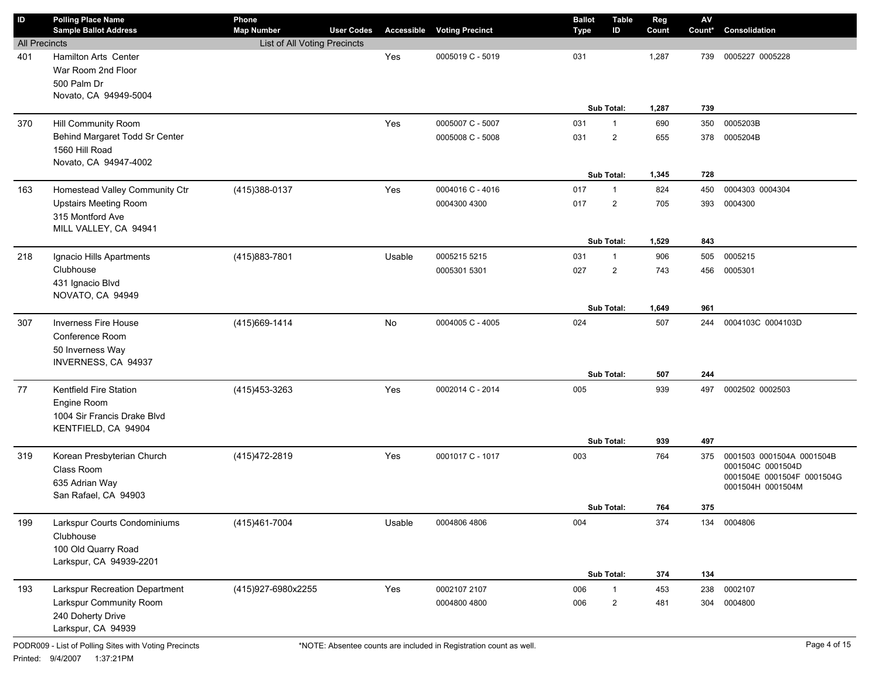| ID | Polling Place Name<br>Sample Ballot Address | Phone<br>Map Number | User Codes | Accessible | Voting Precinct | Ballot Type | Table ID | Reg Count | AV Count* | Consolidation |
|---|---|---|---|---|---|---|---|---|---|---|
| All Precincts | | List of All Voting Precincts | | | | | | | | |
| 401 | Hamilton Arts Center<br>War Room 2nd Floor<br>500 Palm Dr<br>Novato, CA 94949-5004 | | | Yes | 0005019 C - 5019 | 031 | | 1,287 | 739 | 0005227 0005228 |
| | | | | | | | **Sub Total:** | **1,287** | **739** | |
| 370 | Hill Community Room<br>Behind Margaret Todd Sr Center<br>1560 Hill Road<br>Novato, CA 94947-4002 | | | Yes | 0005007 C - 5007 | 031 | 1 | 690 | 350 | 0005203B |
| | | | | | 0005008 C - 5008 | 031 | 2 | 655 | 378 | 0005204B |
| | | | | | | | **Sub Total:** | **1,345** | **728** | |
| 163 | Homestead Valley Community Ctr<br>Upstairs Meeting Room<br>315 Montford Ave<br>MILL VALLEY, CA 94941 | (415)388-0137 | | Yes | 0004016 C - 4016 | 017 | 1 | 824 | 450 | 0004303 0004304 |
| | | | | | 0004300 4300 | 017 | 2 | 705 | 393 | 0004300 |
| | | | | | | | **Sub Total:** | **1,529** | **843** | |
| 218 | Ignacio Hills Apartments<br>Clubhouse<br>431 Ignacio Blvd<br>NOVATO, CA 94949 | (415)883-7801 | | Usable | 0005215 5215 | 031 | 1 | 906 | 505 | 0005215 |
| | | | | | 0005301 5301 | 027 | 2 | 743 | 456 | 0005301 |
| | | | | | | | **Sub Total:** | **1,649** | **961** | |
| 307 | Inverness Fire House<br>Conference Room<br>50 Inverness Way<br>INVERNESS, CA 94937 | (415)669-1414 | | No | 0004005 C - 4005 | 024 | | 507 | 244 | 0004103C 0004103D |
| | | | | | | | **Sub Total:** | **507** | **244** | |
| 77 | Kentfield Fire Station<br>Engine Room<br>1004 Sir Francis Drake Blvd<br>KENTFIELD, CA 94904 | (415)453-3263 | | Yes | 0002014 C - 2014 | 005 | | 939 | 497 | 0002502 0002503 |
| | | | | | | | **Sub Total:** | **939** | **497** | |
| 319 | Korean Presbyterian Church<br>Class Room<br>635 Adrian Way<br>San Rafael, CA 94903 | (415)472-2819 | | Yes | 0001017 C - 1017 | 003 | | 764 | 375 | 0001503 0001504A 0001504B 0001504C 0001504D 0001504E 0001504F 0001504G 0001504H 0001504M |
| | | | | | | | **Sub Total:** | **764** | **375** | |
| 199 | Larkspur Courts Condominiums<br>Clubhouse<br>100 Old Quarry Road<br>Larkspur, CA 94939-2201 | (415)461-7004 | | Usable | 0004806 4806 | 004 | | 374 | 134 | 0004806 |
| | | | | | | | **Sub Total:** | **374** | **134** | |
| 193 | Larkspur Recreation Department<br>Larkspur Community Room<br>240 Doherty Drive<br>Larkspur, CA 94939 | (415)927-6980x2255 | | Yes | 0002107 2107 | 006 | 1 | 453 | 238 | 0002107 |
| | | | | | 0004800 4800 | 006 | 2 | 481 | 304 | 0004800 |

PODR009 - List of Polling Sites with Voting Precincts

*NOTE: Absentee counts are included in Registration count as well.

Printed: 9/4/2007 1:37:21PM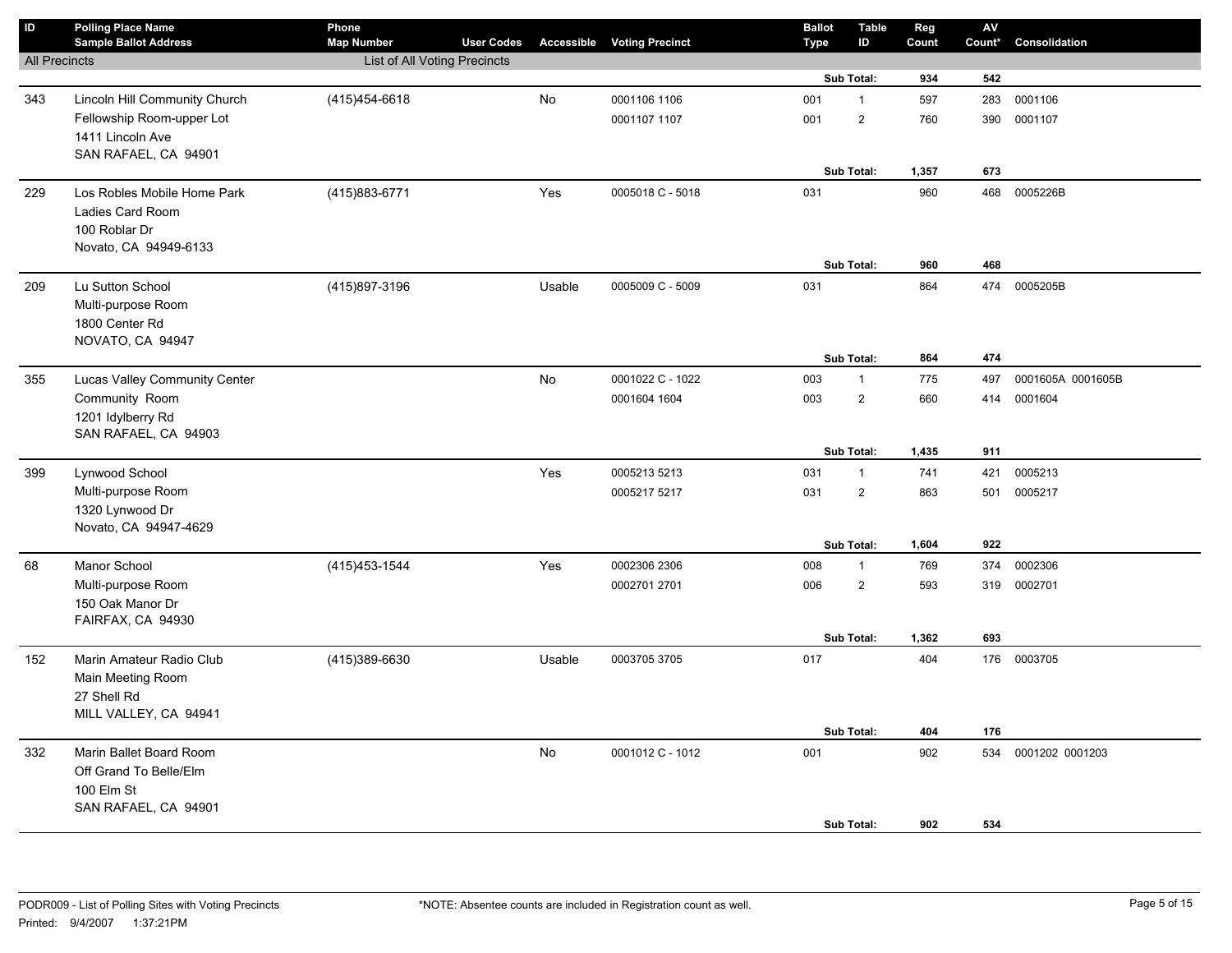| ID | Polling Place Name<br>Sample Ballot Address | Phone<br>Map Number | User Codes | Accessible | Voting Precinct | Ballot Type | Table ID | Reg Count | AV Count* | Consolidation |
|---|---|---|---|---|---|---|---|---|---|---|
| All Precincts | | List of All Voting Precincts | | | | | | | | |
| | | | | | | | **Sub Total:** | **934** | **542** | |
| 343 | Lincoln Hill Community Church | (415)454-6618 | | No | 0001106 1106 | 001 | 1 | 597 | 283 | 0001106 |
| | Fellowship Room-upper Lot | | | | 0001107 1107 | 001 | 2 | 760 | 390 | 0001107 |
| | 1411 Lincoln Ave | | | | | | | | | |
| | SAN RAFAEL, CA 94901 | | | | | | | | | |
| | | | | | | | **Sub Total:** | **1,357** | **673** | |
| 229 | Los Robles Mobile Home Park | (415)883-6771 | | Yes | 0005018 C - 5018 | 031 | | 960 | 468 | 0005226B |
| | Ladies Card Room | | | | | | | | | |
| | 100 Roblar Dr | | | | | | | | | |
| | Novato, CA 94949-6133 | | | | | | | | | |
| | | | | | | | **Sub Total:** | **960** | **468** | |
| 209 | Lu Sutton School | (415)897-3196 | | Usable | 0005009 C - 5009 | 031 | | 864 | 474 | 0005205B |
| | Multi-purpose Room | | | | | | | | | |
| | 1800 Center Rd | | | | | | | | | |
| | NOVATO, CA 94947 | | | | | | | | | |
| | | | | | | | **Sub Total:** | **864** | **474** | |
| 355 | Lucas Valley Community Center | | | No | 0001022 C - 1022 | 003 | 1 | 775 | 497 | 0001605A 0001605B |
| | Community Room | | | | 0001604 1604 | 003 | 2 | 660 | 414 | 0001604 |
| | 1201 Idylberry Rd | | | | | | | | | |
| | SAN RAFAEL, CA 94903 | | | | | | | | | |
| | | | | | | | **Sub Total:** | **1,435** | **911** | |
| 399 | Lynwood School | | | Yes | 0005213 5213 | 031 | 1 | 741 | 421 | 0005213 |
| | Multi-purpose Room | | | | 0005217 5217 | 031 | 2 | 863 | 501 | 0005217 |
| | 1320 Lynwood Dr | | | | | | | | | |
| | Novato, CA 94947-4629 | | | | | | | | | |
| | | | | | | | **Sub Total:** | **1,604** | **922** | |
| 68 | Manor School | (415)453-1544 | | Yes | 0002306 2306 | 008 | 1 | 769 | 374 | 0002306 |
| | Multi-purpose Room | | | | 0002701 2701 | 006 | 2 | 593 | 319 | 0002701 |
| | 150 Oak Manor Dr | | | | | | | | | |
| | FAIRFAX, CA 94930 | | | | | | | | | |
| | | | | | | | **Sub Total:** | **1,362** | **693** | |
| 152 | Marin Amateur Radio Club | (415)389-6630 | | Usable | 0003705 3705 | 017 | | 404 | 176 | 0003705 |
| | Main Meeting Room | | | | | | | | | |
| | 27 Shell Rd | | | | | | | | | |
| | MILL VALLEY, CA 94941 | | | | | | | | | |
| | | | | | | | **Sub Total:** | **404** | **176** | |
| 332 | Marin Ballet Board Room | | | No | 0001012 C - 1012 | 001 | | 902 | 534 | 0001202 0001203 |
| | Off Grand To Belle/Elm | | | | | | | | | |
| | 100 Elm St | | | | | | | | | |
| | SAN RAFAEL, CA 94901 | | | | | | | | | |
| | | | | | | | **Sub Total:** | **902** | **534** | |

PODR009 - List of Polling Sites with Voting Precincts

Printed: 9/4/2007 1:37:21PM

*NOTE: Absentee counts are included in Registration count as well.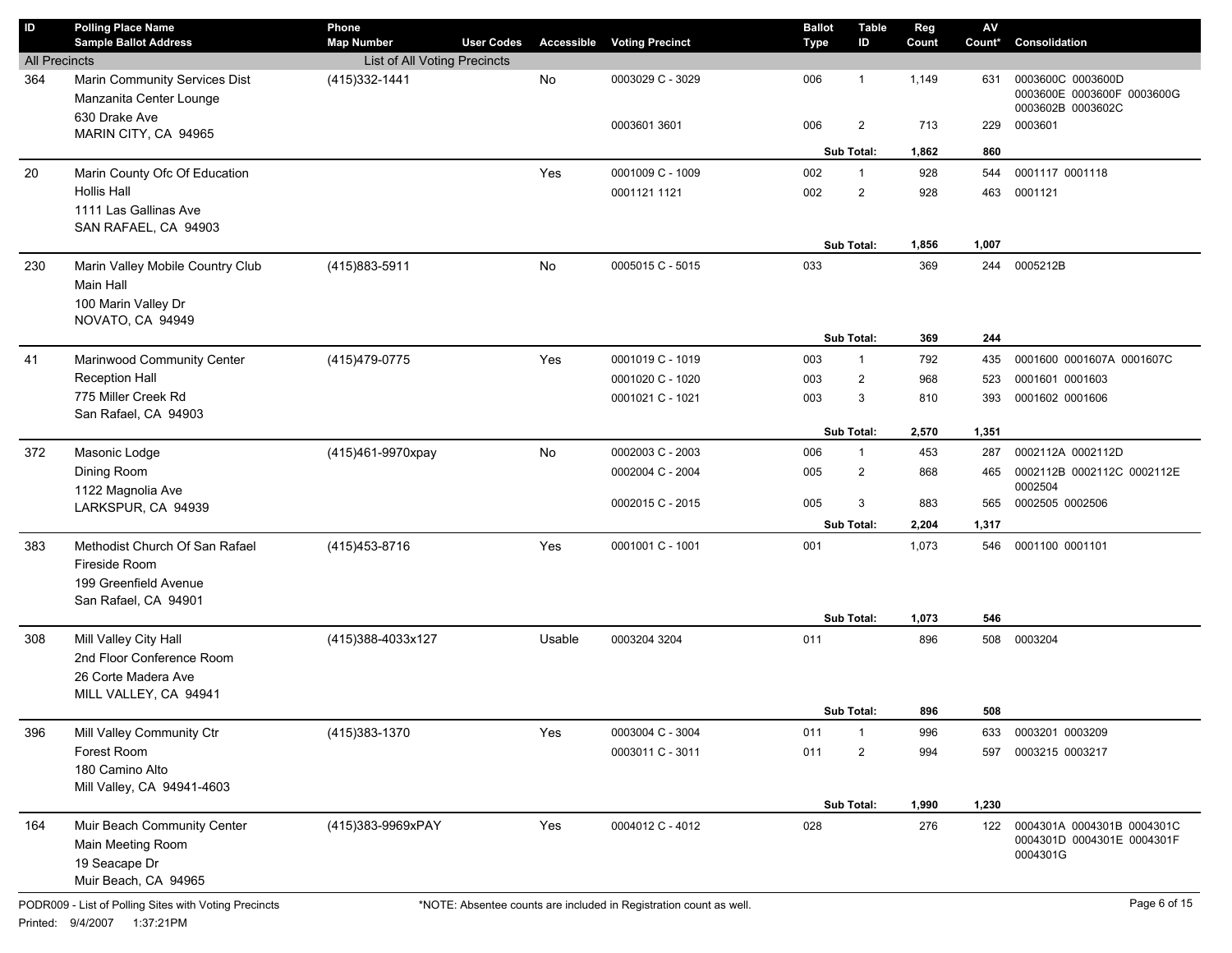| ID | Polling Place Name / Sample Ballot Address | Phone / Map Number | User Codes | Accessible | Voting Precinct | Ballot Type | Table ID | Reg Count | AV Count* | Consolidation |
|---|---|---|---|---|---|---|---|---|---|---|
| All Precincts | | List of All Voting Precincts | | | | | | | | |
| 364 | Marin Community Services Dist<br>Manzanita Center Lounge<br>630 Drake Ave<br>MARIN CITY, CA 94965 | (415)332-1441 | | No | 0003029 C - 3029 | 006 | 1 | 1,149 | 631 | 0003600C 0003600D 0003600E 0003600F 0003600G 0003602B 0003602C |
| | | | | | 0003601 3601 | 006 | 2 | 713 | 229 | 0003601 |
| | | | | | | | **Sub Total:** | **1,862** | **860** | |
| 20 | Marin County Ofc Of Education<br>Hollis Hall<br>1111 Las Gallinas Ave<br>SAN RAFAEL, CA 94903 | | | Yes | 0001009 C - 1009 | 002 | 1 | 928 | 544 | 0001117 0001118 |
| | | | | | 0001121 1121 | 002 | 2 | 928 | 463 | 0001121 |
| | | | | | | | **Sub Total:** | **1,856** | **1,007** | |
| 230 | Marin Valley Mobile Country Club<br>Main Hall<br>100 Marin Valley Dr<br>NOVATO, CA 94949 | (415)883-5911 | | No | 0005015 C - 5015 | 033 | | 369 | 244 | 0005212B |
| | | | | | | | **Sub Total:** | **369** | **244** | |
| 41 | Marinwood Community Center<br>Reception Hall<br>775 Miller Creek Rd<br>San Rafael, CA 94903 | (415)479-0775 | | Yes | 0001019 C - 1019 | 003 | 1 | 792 | 435 | 0001600 0001607A 0001607C |
| | | | | | 0001020 C - 1020 | 003 | 2 | 968 | 523 | 0001601 0001603 |
| | | | | | 0001021 C - 1021 | 003 | 3 | 810 | 393 | 0001602 0001606 |
| | | | | | | | **Sub Total:** | **2,570** | **1,351** | |
| 372 | Masonic Lodge<br>Dining Room<br>1122 Magnolia Ave<br>LARKSPUR, CA 94939 | (415)461-9970xpay | | No | 0002003 C - 2003 | 006 | 1 | 453 | 287 | 0002112A 0002112D |
| | | | | | 0002004 C - 2004 | 005 | 2 | 868 | 465 | 0002112B 0002112C 0002112E 0002504 |
| | | | | | 0002015 C - 2015 | 005 | 3 | 883 | 565 | 0002505 0002506 |
| | | | | | | | **Sub Total:** | **2,204** | **1,317** | |
| 383 | Methodist Church Of San Rafael<br>Fireside Room<br>199 Greenfield Avenue<br>San Rafael, CA 94901 | (415)453-8716 | | Yes | 0001001 C - 1001 | 001 | | 1,073 | 546 | 0001100 0001101 |
| | | | | | | | **Sub Total:** | **1,073** | **546** | |
| 308 | Mill Valley City Hall<br>2nd Floor Conference Room<br>26 Corte Madera Ave<br>MILL VALLEY, CA 94941 | (415)388-4033x127 | | Usable | 0003204 3204 | 011 | | 896 | 508 | 0003204 |
| | | | | | | | **Sub Total:** | **896** | **508** | |
| 396 | Mill Valley Community Ctr<br>Forest Room<br>180 Camino Alto<br>Mill Valley, CA 94941-4603 | (415)383-1370 | | Yes | 0003004 C - 3004 | 011 | 1 | 996 | 633 | 0003201 0003209 |
| | | | | | 0003011 C - 3011 | 011 | 2 | 994 | 597 | 0003215 0003217 |
| | | | | | | | **Sub Total:** | **1,990** | **1,230** | |
| 164 | Muir Beach Community Center<br>Main Meeting Room<br>19 Seacape Dr<br>Muir Beach, CA 94965 | (415)383-9969xPAY | | Yes | 0004012 C - 4012 | 028 | | 276 | 122 | 0004301A 0004301B 0004301C 0004301D 0004301E 0004301F 0004301G |

PODR009 - List of Polling Sites with Voting Precincts

Printed: 9/4/2007 1:37:21PM

*NOTE: Absentee counts are included in Registration count as well.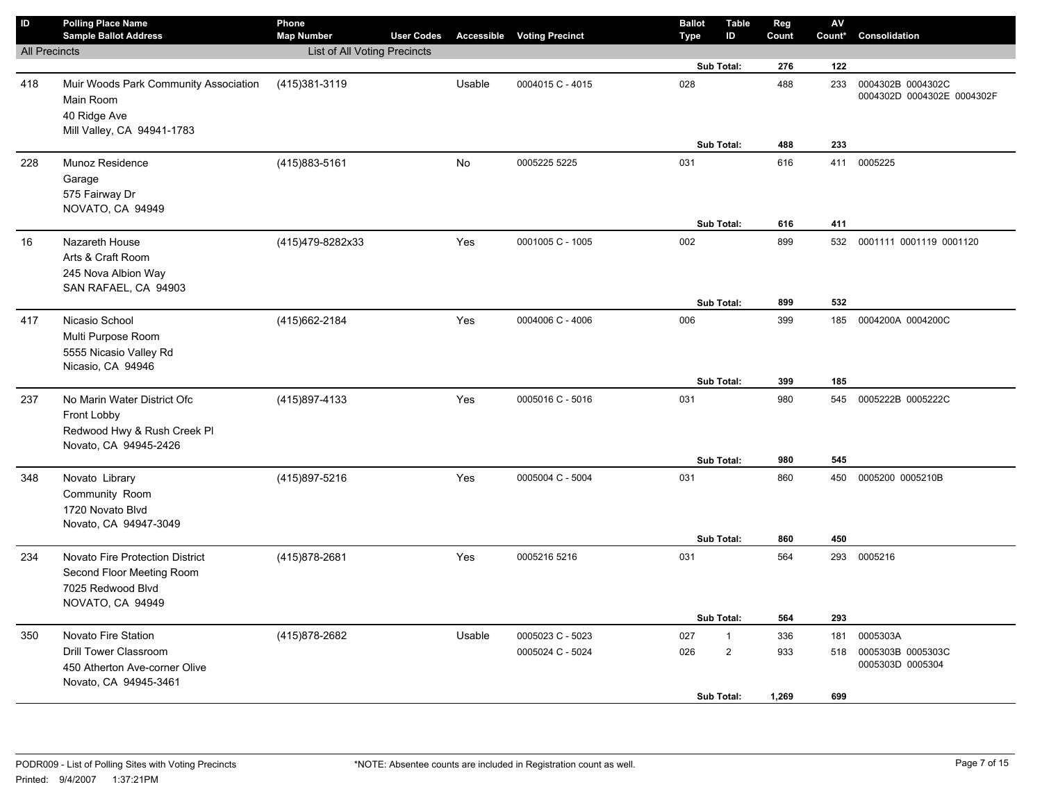| ID | Polling Place Name<br>Sample Ballot Address | Phone<br>Map Number | User Codes | Accessible | Voting Precinct | Ballot Type | Table ID | Reg Count | AV Count* | Consolidation |
|---|---|---|---|---|---|---|---|---|---|---|
| All Precincts | | List of All Voting Precincts | | | | | | | | |
| | | | | | | | **Sub Total:** | **276** | **122** | |
| 418 | Muir Woods Park Community Association<br>Main Room<br>40 Ridge Ave<br>Mill Valley, CA 94941-1783 | (415)381-3119 | | Usable | 0004015 C - 4015 | 028 | | 488 | 233 | 0004302B 0004302C 0004302D 0004302E 0004302F |
| | | | | | | | **Sub Total:** | **488** | **233** | |
| 228 | Munoz Residence<br>Garage<br>575 Fairway Dr<br>NOVATO, CA 94949 | (415)883-5161 | | No | 0005225 5225 | 031 | | 616 | 411 | 0005225 |
| | | | | | | | **Sub Total:** | **616** | **411** | |
| 16 | Nazareth House<br>Arts & Craft Room<br>245 Nova Albion Way<br>SAN RAFAEL, CA 94903 | (415)479-8282x33 | | Yes | 0001005 C - 1005 | 002 | | 899 | 532 | 0001111 0001119 0001120 |
| | | | | | | | **Sub Total:** | **899** | **532** | |
| 417 | Nicasio School<br>Multi Purpose Room<br>5555 Nicasio Valley Rd<br>Nicasio, CA 94946 | (415)662-2184 | | Yes | 0004006 C - 4006 | 006 | | 399 | 185 | 0004200A 0004200C |
| | | | | | | | **Sub Total:** | **399** | **185** | |
| 237 | No Marin Water District Ofc<br>Front Lobby<br>Redwood Hwy & Rush Creek Pl<br>Novato, CA 94945-2426 | (415)897-4133 | | Yes | 0005016 C - 5016 | 031 | | 980 | 545 | 0005222B 0005222C |
| | | | | | | | **Sub Total:** | **980** | **545** | |
| 348 | Novato Library<br>Community Room<br>1720 Novato Blvd<br>Novato, CA 94947-3049 | (415)897-5216 | | Yes | 0005004 C - 5004 | 031 | | 860 | 450 | 0005200 0005210B |
| | | | | | | | **Sub Total:** | **860** | **450** | |
| 234 | Novato Fire Protection District<br>Second Floor Meeting Room<br>7025 Redwood Blvd<br>NOVATO, CA 94949 | (415)878-2681 | | Yes | 0005216 5216 | 031 | | 564 | 293 | 0005216 |
| | | | | | | | **Sub Total:** | **564** | **293** | |
| 350 | Novato Fire Station<br>Drill Tower Classroom<br>450 Atherton Ave-corner Olive<br>Novato, CA 94945-3461 | (415)878-2682 | | Usable | 0005023 C - 5023 | 027 | 1 | 336 | 181 | 0005303A |
| | | | | | 0005024 C - 5024 | 026 | 2 | 933 | 518 | 0005303B 0005303C 0005303D 0005304 |
| | | | | | | | **Sub Total:** | **1,269** | **699** | |

PODR009 - List of Polling Sites with Voting Precincts
Printed: 9/4/2007 1:37:21PM

*NOTE: Absentee counts are included in Registration count as well.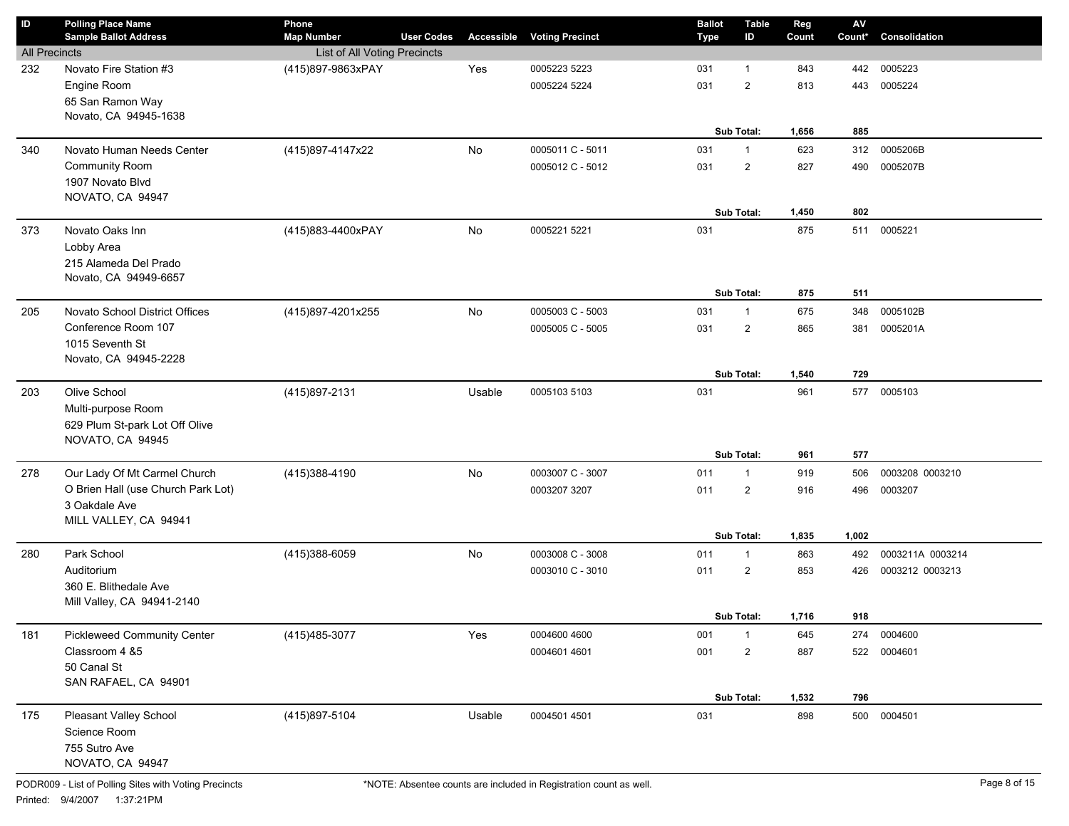| ID | Polling Place Name<br>Sample Ballot Address | Phone<br>Map Number | User Codes | Accessible | Voting Precinct | Ballot Type | Table ID | Reg Count | AV Count* | Consolidation |
|---|---|---|---|---|---|---|---|---|---|---|
| All Precincts | | List of All Voting Precincts | | | | | | | | |
| 232 | Novato Fire Station #3 | (415)897-9863xPAY | | Yes | 0005223 5223 | 031 | 1 | 843 | 442 | 0005223 |
| | Engine Room | | | | 0005224 5224 | 031 | 2 | 813 | 443 | 0005224 |
| | 65 San Ramon Way | | | | | | | | | |
| | Novato, CA 94945-1638 | | | | | | | | | |
| | | | | | | | **Sub Total:** | **1,656** | **885** | |
| 340 | Novato Human Needs Center | (415)897-4147x22 | | No | 0005011 C - 5011 | 031 | 1 | 623 | 312 | 0005206B |
| | Community Room | | | | 0005012 C - 5012 | 031 | 2 | 827 | 490 | 0005207B |
| | 1907 Novato Blvd | | | | | | | | | |
| | NOVATO, CA 94947 | | | | | | | | | |
| | | | | | | | **Sub Total:** | **1,450** | **802** | |
| 373 | Novato Oaks Inn | (415)883-4400xPAY | | No | 0005221 5221 | 031 | | 875 | 511 | 0005221 |
| | Lobby Area | | | | | | | | | |
| | 215 Alameda Del Prado | | | | | | | | | |
| | Novato, CA 94949-6657 | | | | | | | | | |
| | | | | | | | **Sub Total:** | **875** | **511** | |
| 205 | Novato School District Offices | (415)897-4201x255 | | No | 0005003 C - 5003 | 031 | 1 | 675 | 348 | 0005102B |
| | Conference Room 107 | | | | 0005005 C - 5005 | 031 | 2 | 865 | 381 | 0005201A |
| | 1015 Seventh St | | | | | | | | | |
| | Novato, CA 94945-2228 | | | | | | | | | |
| | | | | | | | **Sub Total:** | **1,540** | **729** | |
| 203 | Olive School | (415)897-2131 | | Usable | 0005103 5103 | 031 | | 961 | 577 | 0005103 |
| | Multi-purpose Room | | | | | | | | | |
| | 629 Plum St-park Lot Off Olive | | | | | | | | | |
| | NOVATO, CA 94945 | | | | | | | | | |
| | | | | | | | **Sub Total:** | **961** | **577** | |
| 278 | Our Lady Of Mt Carmel Church | (415)388-4190 | | No | 0003007 C - 3007 | 011 | 1 | 919 | 506 | 0003208 0003210 |
| | O Brien Hall (use Church Park Lot) | | | | 0003207 3207 | 011 | 2 | 916 | 496 | 0003207 |
| | 3 Oakdale Ave | | | | | | | | | |
| | MILL VALLEY, CA 94941 | | | | | | | | | |
| | | | | | | | **Sub Total:** | **1,835** | **1,002** | |
| 280 | Park School | (415)388-6059 | | No | 0003008 C - 3008 | 011 | 1 | 863 | 492 | 0003211A 0003214 |
| | Auditorium | | | | 0003010 C - 3010 | 011 | 2 | 853 | 426 | 0003212 0003213 |
| | 360 E. Blithedale Ave | | | | | | | | | |
| | Mill Valley, CA 94941-2140 | | | | | | | | | |
| | | | | | | | **Sub Total:** | **1,716** | **918** | |
| 181 | Pickleweed Community Center | (415)485-3077 | | Yes | 0004600 4600 | 001 | 1 | 645 | 274 | 0004600 |
| | Classroom 4 &5 | | | | 0004601 4601 | 001 | 2 | 887 | 522 | 0004601 |
| | 50 Canal St | | | | | | | | | |
| | SAN RAFAEL, CA 94901 | | | | | | | | | |
| | | | | | | | **Sub Total:** | **1,532** | **796** | |
| 175 | Pleasant Valley School | (415)897-5104 | | Usable | 0004501 4501 | 031 | | 898 | 500 | 0004501 |
| | Science Room | | | | | | | | | |
| | 755 Sutro Ave | | | | | | | | | |
| | NOVATO, CA 94947 | | | | | | | | | |

PODR009 - List of Polling Sites with Voting Precincts

Printed: 9/4/2007 1:37:21PM

*NOTE: Absentee counts are included in Registration count as well.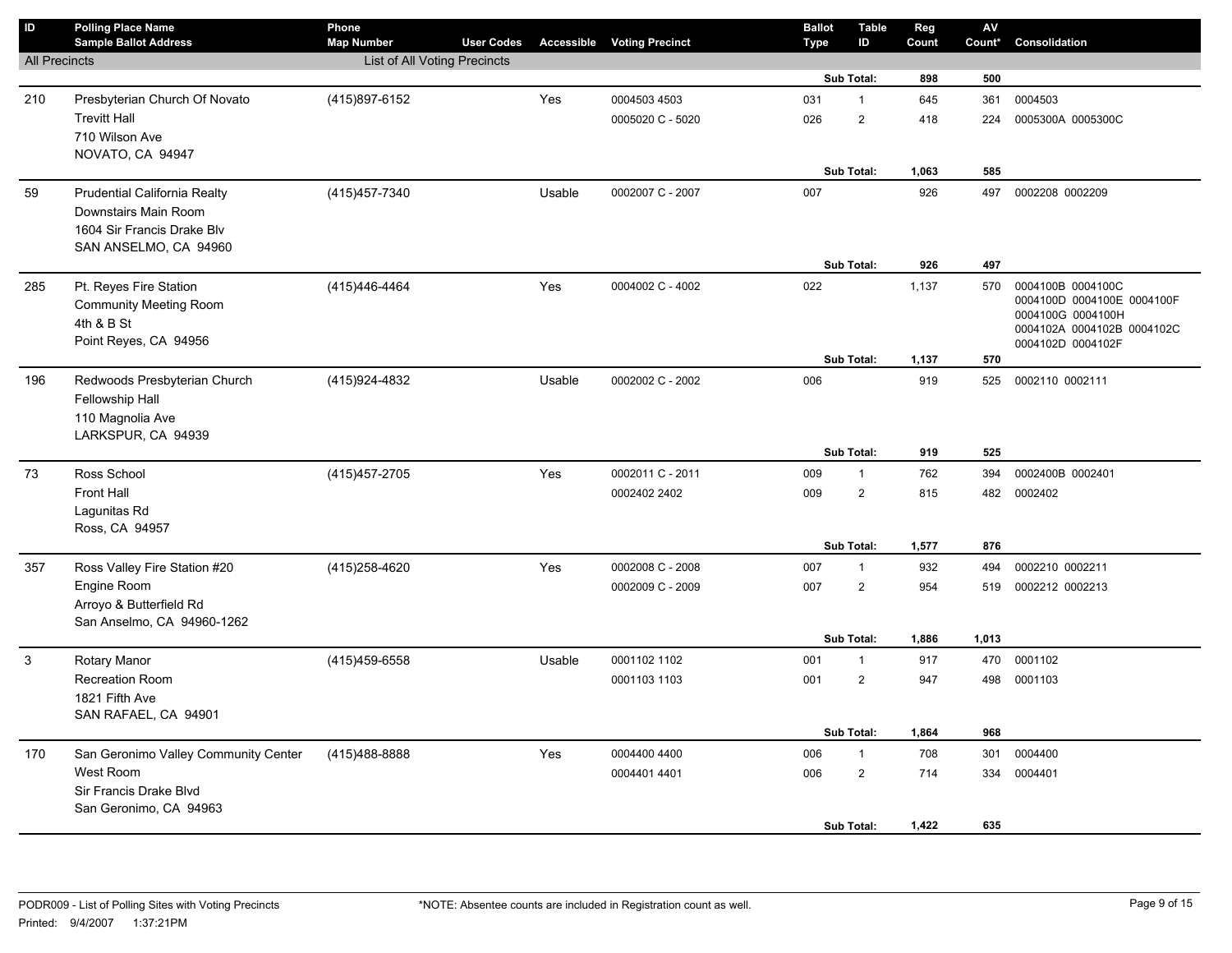| ID | Polling Place Name<br>Sample Ballot Address | Phone<br>Map Number | User Codes | Accessible | Voting Precinct | Ballot Type | Table ID | Reg Count | AV Count* | Consolidation |
|---|---|---|---|---|---|---|---|---|---|---|
| All Precincts | | List of All Voting Precincts | | | | | | | | |
| | | | | | | | Sub Total: | **898** | **500** | |
| 210 | Presbyterian Church Of Novato<br>Trevitt Hall<br>710 Wilson Ave<br>NOVATO, CA 94947 | (415)897-6152 | | Yes | 0004503 4503 | 031 | 1 | 645 | 361 | 0004503 |
| | | | | | 0005020 C - 5020 | 026 | 2 | 418 | 224 | 0005300A 0005300C |
| | | | | | | | Sub Total: | **1,063** | **585** | |
| 59 | Prudential California Realty<br>Downstairs Main Room<br>1604 Sir Francis Drake Blv<br>SAN ANSELMO, CA 94960 | (415)457-7340 | | Usable | 0002007 C - 2007 | 007 | | 926 | 497 | 0002208 0002209 |
| | | | | | | | Sub Total: | **926** | **497** | |
| 285 | Pt. Reyes Fire Station<br>Community Meeting Room<br>4th & B St<br>Point Reyes, CA 94956 | (415)446-4464 | | Yes | 0004002 C - 4002 | 022 | | 1,137 | 570 | 0004100B 0004100C 0004100D 0004100E 0004100F 0004100G 0004100H 0004102A 0004102B 0004102C 0004102D 0004102F |
| | | | | | | | Sub Total: | **1,137** | **570** | |
| 196 | Redwoods Presbyterian Church<br>Fellowship Hall<br>110 Magnolia Ave<br>LARKSPUR, CA 94939 | (415)924-4832 | | Usable | 0002002 C - 2002 | 006 | | 919 | 525 | 0002110 0002111 |
| | | | | | | | Sub Total: | **919** | **525** | |
| 73 | Ross School<br>Front Hall<br>Lagunitas Rd<br>Ross, CA 94957 | (415)457-2705 | | Yes | 0002011 C - 2011 | 009 | 1 | 762 | 394 | 0002400B 0002401 |
| | | | | | 0002402 2402 | 009 | 2 | 815 | 482 | 0002402 |
| | | | | | | | Sub Total: | **1,577** | **876** | |
| 357 | Ross Valley Fire Station #20<br>Engine Room<br>Arroyo & Butterfield Rd<br>San Anselmo, CA 94960-1262 | (415)258-4620 | | Yes | 0002008 C - 2008 | 007 | 1 | 932 | 494 | 0002210 0002211 |
| | | | | | 0002009 C - 2009 | 007 | 2 | 954 | 519 | 0002212 0002213 |
| | | | | | | | Sub Total: | **1,886** | **1,013** | |
| 3 | Rotary Manor<br>Recreation Room<br>1821 Fifth Ave<br>SAN RAFAEL, CA 94901 | (415)459-6558 | | Usable | 0001102 1102 | 001 | 1 | 917 | 470 | 0001102 |
| | | | | | 0001103 1103 | 001 | 2 | 947 | 498 | 0001103 |
| | | | | | | | Sub Total: | **1,864** | **968** | |
| 170 | San Geronimo Valley Community Center<br>West Room<br>Sir Francis Drake Blvd<br>San Geronimo, CA 94963 | (415)488-8888 | | Yes | 0004400 4400 | 006 | 1 | 708 | 301 | 0004400 |
| | | | | | 0004401 4401 | 006 | 2 | 714 | 334 | 0004401 |
| | | | | | | | Sub Total: | **1,422** | **635** | |

PODR009 - List of Polling Sites with Voting Precincts

Printed: 9/4/2007 1:37:21PM

*NOTE: Absentee counts are included in Registration count as well.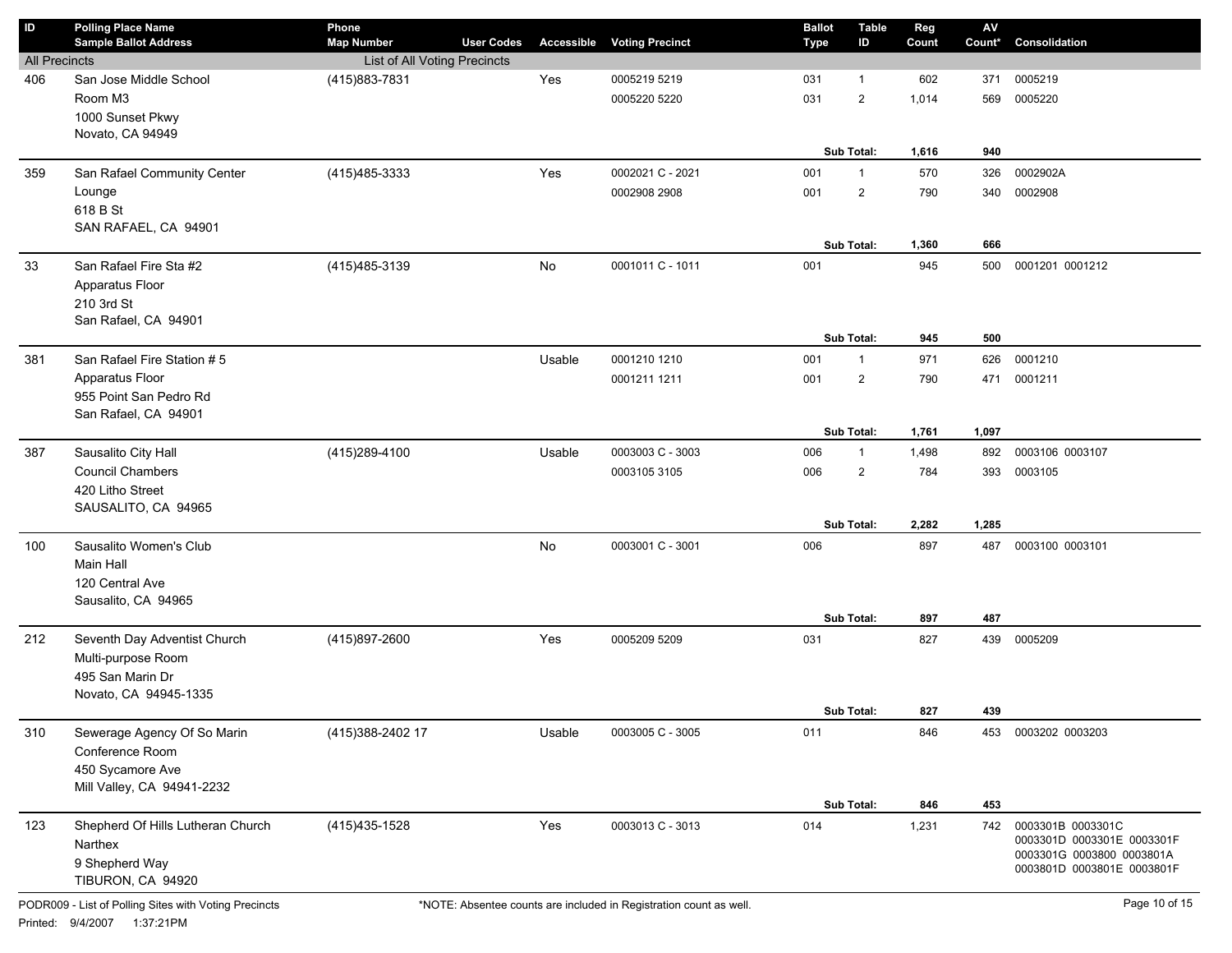| ID | Polling Place Name<br>Sample Ballot Address | Phone<br>Map Number | User Codes | Accessible | Voting Precinct | Ballot Type | Table ID | Reg Count | AV Count* | Consolidation |
|---|---|---|---|---|---|---|---|---|---|---|
| All Precincts | | List of All Voting Precincts | | | | | | | | |
| 406 | San Jose Middle School<br>Room M3<br>1000 Sunset Pkwy<br>Novato, CA 94949 | (415)883-7831 | | Yes | 0005219 5219 | 031 | 1 | 602 | 371 | 0005219 |
| | | | | | 0005220 5220 | 031 | 2 | 1,014 | 569 | 0005220 |
| | | | | | | | **Sub Total:** | **1,616** | **940** | |
| 359 | San Rafael Community Center<br>Lounge<br>618 B St<br>SAN RAFAEL, CA 94901 | (415)485-3333 | | Yes | 0002021 C - 2021 | 001 | 1 | 570 | 326 | 0002902A |
| | | | | | 0002908 2908 | 001 | 2 | 790 | 340 | 0002908 |
| | | | | | | | **Sub Total:** | **1,360** | **666** | |
| 33 | San Rafael Fire Sta #2<br>Apparatus Floor<br>210 3rd St<br>San Rafael, CA 94901 | (415)485-3139 | | No | 0001011 C - 1011 | 001 | | 945 | 500 | 0001201 0001212 |
| | | | | | | | **Sub Total:** | **945** | **500** | |
| 381 | San Rafael Fire Station # 5<br>Apparatus Floor<br>955 Point San Pedro Rd<br>San Rafael, CA 94901 | | | Usable | 0001210 1210 | 001 | 1 | 971 | 626 | 0001210 |
| | | | | | 0001211 1211 | 001 | 2 | 790 | 471 | 0001211 |
| | | | | | | | **Sub Total:** | **1,761** | **1,097** | |
| 387 | Sausalito City Hall<br>Council Chambers<br>420 Litho Street<br>SAUSALITO, CA 94965 | (415)289-4100 | | Usable | 0003003 C - 3003 | 006 | 1 | 1,498 | 892 | 0003106 0003107 |
| | | | | | 0003105 3105 | 006 | 2 | 784 | 393 | 0003105 |
| | | | | | | | **Sub Total:** | **2,282** | **1,285** | |
| 100 | Sausalito Women's Club<br>Main Hall<br>120 Central Ave<br>Sausalito, CA 94965 | | | No | 0003001 C - 3001 | 006 | | 897 | 487 | 0003100 0003101 |
| | | | | | | | **Sub Total:** | **897** | **487** | |
| 212 | Seventh Day Adventist Church<br>Multi-purpose Room<br>495 San Marin Dr<br>Novato, CA 94945-1335 | (415)897-2600 | | Yes | 0005209 5209 | 031 | | 827 | 439 | 0005209 |
| | | | | | | | **Sub Total:** | **827** | **439** | |
| 310 | Sewerage Agency Of So Marin<br>Conference Room<br>450 Sycamore Ave<br>Mill Valley, CA 94941-2232 | (415)388-2402 17 | | Usable | 0003005 C - 3005 | 011 | | 846 | 453 | 0003202 0003203 |
| | | | | | | | **Sub Total:** | **846** | **453** | |
| 123 | Shepherd Of Hills Lutheran Church<br>Narthex<br>9 Shepherd Way<br>TIBURON, CA 94920 | (415)435-1528 | | Yes | 0003013 C - 3013 | 014 | | 1,231 | 742 | 0003301B 0003301C 0003301D 0003301E 0003301F 0003301G 0003800 0003801A 0003801D 0003801E 0003801F |

PODR009 - List of Polling Sites with Voting Precincts

Printed: 9/4/2007 1:37:21PM

*NOTE: Absentee counts are included in Registration count as well.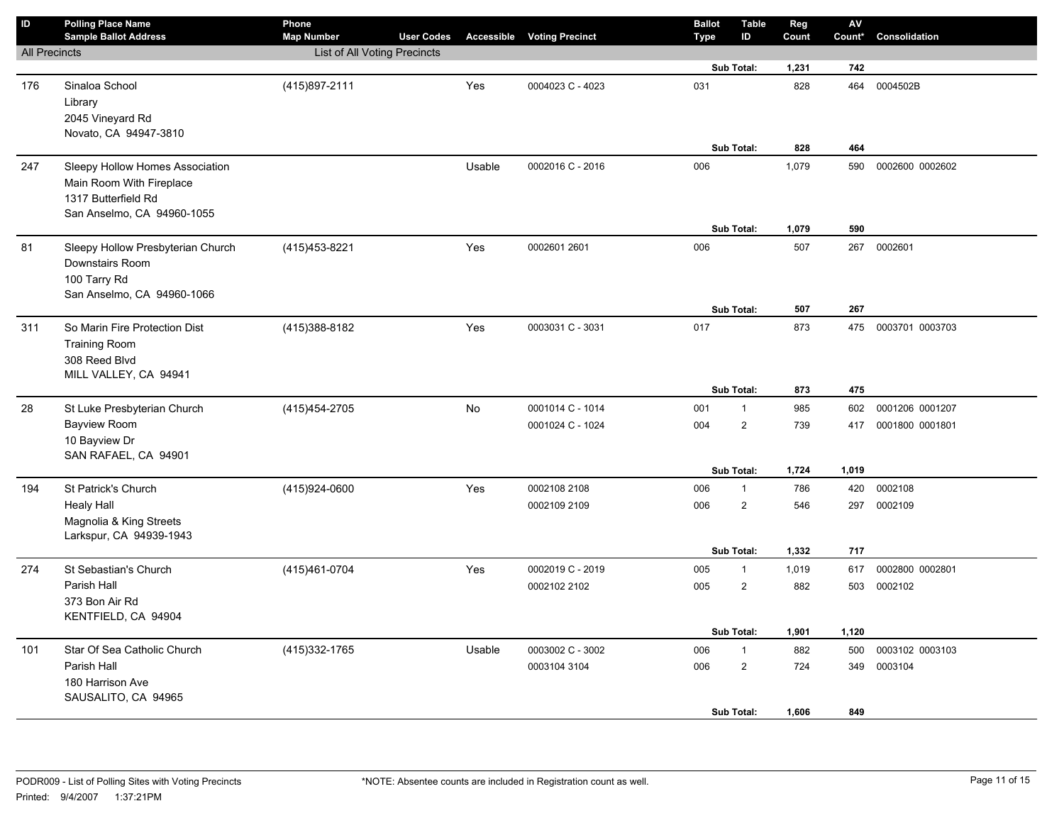| ID | Polling Place Name<br>Sample Ballot Address | Phone<br>Map Number | User Codes | Accessible | Voting Precinct | Ballot Type | Table ID | Reg Count | AV Count* | Consolidation |
|---|---|---|---|---|---|---|---|---|---|---|
| All Precincts | | List of All Voting Precincts | | | | | | | | |
| | | | | | | | **Sub Total:** | **1,231** | **742** | |
| 176 | Sinaloa School<br>Library<br>2045 Vineyard Rd<br>Novato, CA 94947-3810 | (415)897-2111 | | Yes | 0004023 C - 4023 | 031 | | 828 | 464 | 0004502B |
| | | | | | | | **Sub Total:** | **828** | **464** | |
| 247 | Sleepy Hollow Homes Association<br>Main Room With Fireplace<br>1317 Butterfield Rd<br>San Anselmo, CA 94960-1055 | | | Usable | 0002016 C - 2016 | 006 | | 1,079 | 590 | 0002600 0002602 |
| | | | | | | | **Sub Total:** | **1,079** | **590** | |
| 81 | Sleepy Hollow Presbyterian Church<br>Downstairs Room<br>100 Tarry Rd<br>San Anselmo, CA 94960-1066 | (415)453-8221 | | Yes | 0002601 2601 | 006 | | 507 | 267 | 0002601 |
| | | | | | | | **Sub Total:** | **507** | **267** | |
| 311 | So Marin Fire Protection Dist<br>Training Room<br>308 Reed Blvd<br>MILL VALLEY, CA 94941 | (415)388-8182 | | Yes | 0003031 C - 3031 | 017 | | 873 | 475 | 0003701 0003703 |
| | | | | | | | **Sub Total:** | **873** | **475** | |
| 28 | St Luke Presbyterian Church<br>Bayview Room<br>10 Bayview Dr<br>SAN RAFAEL, CA 94901 | (415)454-2705 | | No | 0001014 C - 1014 | 001 | 1 | 985 | 602 | 0001206 0001207 |
| | | | | | 0001024 C - 1024 | 004 | 2 | 739 | 417 | 0001800 0001801 |
| | | | | | | | **Sub Total:** | **1,724** | **1,019** | |
| 194 | St Patrick's Church<br>Healy Hall<br>Magnolia & King Streets<br>Larkspur, CA 94939-1943 | (415)924-0600 | | Yes | 0002108 2108 | 006 | 1 | 786 | 420 | 0002108 |
| | | | | | 0002109 2109 | 006 | 2 | 546 | 297 | 0002109 |
| | | | | | | | **Sub Total:** | **1,332** | **717** | |
| 274 | St Sebastian's Church<br>Parish Hall<br>373 Bon Air Rd<br>KENTFIELD, CA 94904 | (415)461-0704 | | Yes | 0002019 C - 2019 | 005 | 1 | 1,019 | 617 | 0002800 0002801 |
| | | | | | 0002102 2102 | 005 | 2 | 882 | 503 | 0002102 |
| | | | | | | | **Sub Total:** | **1,901** | **1,120** | |
| 101 | Star Of Sea Catholic Church<br>Parish Hall<br>180 Harrison Ave<br>SAUSALITO, CA 94965 | (415)332-1765 | | Usable | 0003002 C - 3002 | 006 | 1 | 882 | 500 | 0003102 0003103 |
| | | | | | 0003104 3104 | 006 | 2 | 724 | 349 | 0003104 |
| | | | | | | | **Sub Total:** | **1,606** | **849** | |

PODR009 - List of Polling Sites with Voting Precincts

Printed: 9/4/2007 1:37:21PM

*NOTE: Absentee counts are included in Registration count as well.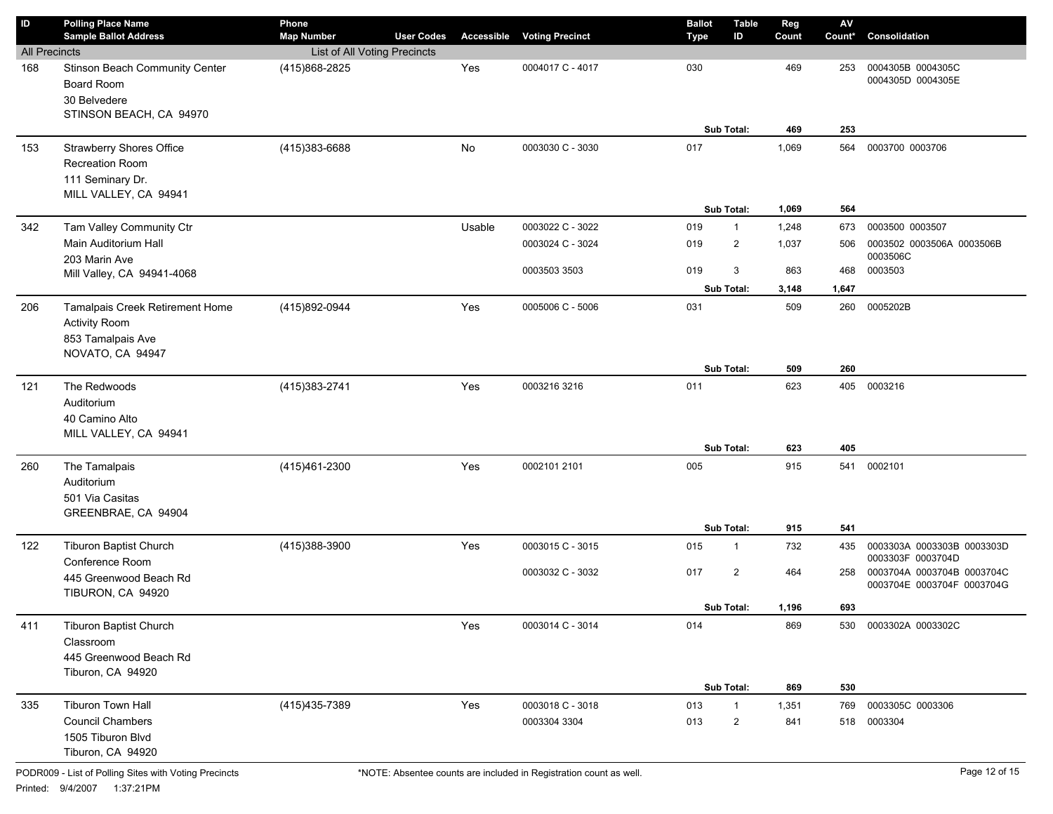| ID | Polling Place Name / Sample Ballot Address | Phone / Map Number | User Codes | Accessible | Voting Precinct | Ballot Type | Table ID | Reg Count | AV Count* | Consolidation |
|---|---|---|---|---|---|---|---|---|---|---|
| All Precincts | | List of All Voting Precincts | | | | | | | | |
| 168 | Stinson Beach Community Center<br>Board Room<br>30 Belvedere<br>STINSON BEACH, CA 94970 | (415)868-2825 | | Yes | 0004017 C - 4017 | 030 | | 469 | 253 | 0004305B 0004305C 0004305D 0004305E |
| | | | | | | | Sub Total: | 469 | 253 | |
| 153 | Strawberry Shores Office<br>Recreation Room<br>111 Seminary Dr.<br>MILL VALLEY, CA 94941 | (415)383-6688 | | No | 0003030 C - 3030 | 017 | | 1,069 | 564 | 0003700 0003706 |
| | | | | | | | Sub Total: | 1,069 | 564 | |
| 342 | Tam Valley Community Ctr<br>Main Auditorium Hall<br>203 Marin Ave<br>Mill Valley, CA 94941-4068 | | | Usable | 0003022 C - 3022 | 019 | 1 | 1,248 | 673 | 0003500 0003507 |
| | | | | | 0003024 C - 3024 | 019 | 2 | 1,037 | 506 | 0003502 0003506A 0003506B 0003506C |
| | | | | | 0003503 3503 | 019 | 3 | 863 | 468 | 0003503 |
| | | | | | | | Sub Total: | 3,148 | 1,647 | |
| 206 | Tamalpais Creek Retirement Home<br>Activity Room<br>853 Tamalpais Ave<br>NOVATO, CA 94947 | (415)892-0944 | | Yes | 0005006 C - 5006 | 031 | | 509 | 260 | 0005202B |
| | | | | | | | Sub Total: | 509 | 260 | |
| 121 | The Redwoods<br>Auditorium<br>40 Camino Alto<br>MILL VALLEY, CA 94941 | (415)383-2741 | | Yes | 0003216 3216 | 011 | | 623 | 405 | 0003216 |
| | | | | | | | Sub Total: | 623 | 405 | |
| 260 | The Tamalpais<br>Auditorium<br>501 Via Casitas<br>GREENBRAE, CA 94904 | (415)461-2300 | | Yes | 0002101 2101 | 005 | | 915 | 541 | 0002101 |
| | | | | | | | Sub Total: | 915 | 541 | |
| 122 | Tiburon Baptist Church<br>Conference Room<br>445 Greenwood Beach Rd<br>TIBURON, CA 94920 | (415)388-3900 | | Yes | 0003015 C - 3015 | 015 | 1 | 732 | 435 | 0003303A 0003303B 0003303D 0003303F 0003704D |
| | | | | | 0003032 C - 3032 | 017 | 2 | 464 | 258 | 0003704A 0003704B 0003704C 0003704E 0003704F 0003704G |
| | | | | | | | Sub Total: | 1,196 | 693 | |
| 411 | Tiburon Baptist Church<br>Classroom<br>445 Greenwood Beach Rd<br>Tiburon, CA 94920 | | | Yes | 0003014 C - 3014 | 014 | | 869 | 530 | 0003302A 0003302C |
| | | | | | | | Sub Total: | 869 | 530 | |
| 335 | Tiburon Town Hall<br>Council Chambers<br>1505 Tiburon Blvd<br>Tiburon, CA 94920 | (415)435-7389 | | Yes | 0003018 C - 3018 | 013 | 1 | 1,351 | 769 | 0003305C 0003306 |
| | | | | | 0003304 3304 | 013 | 2 | 841 | 518 | 0003304 |

PODR009 - List of Polling Sites with Voting Precincts

*NOTE: Absentee counts are included in Registration count as well.

Printed: 9/4/2007 1:37:21PM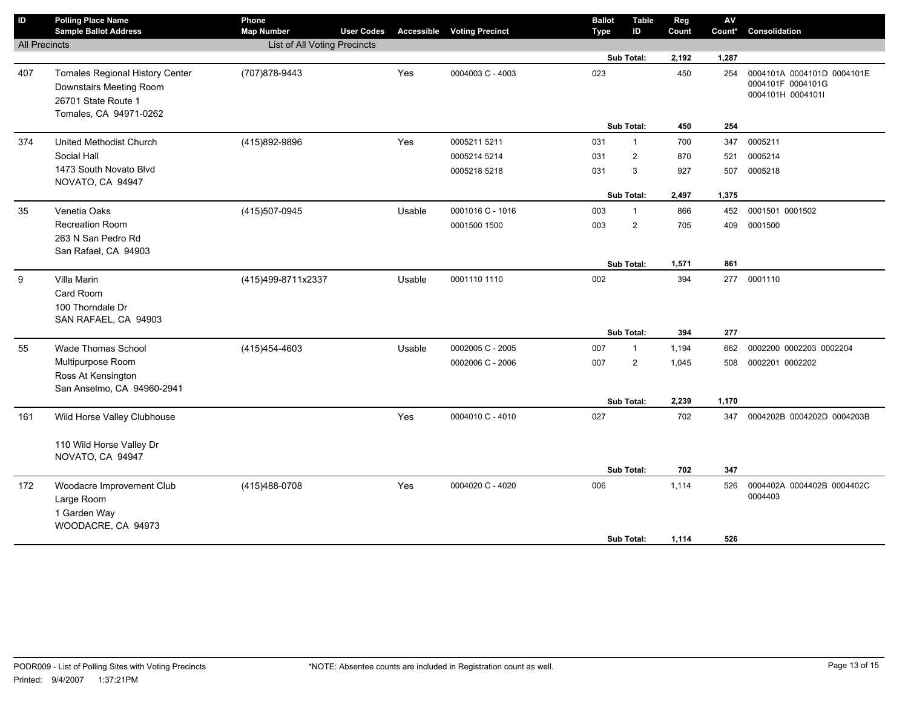| ID | Polling Place Name<br>Sample Ballot Address | Phone<br>Map Number | User Codes | Accessible | Voting Precinct | Ballot Type | Table ID | Reg Count | AV Count* | Consolidation |
|---|---|---|---|---|---|---|---|---|---|---|
| All Precincts | | List of All Voting Precincts | | | | | | | | |
| | | | | | | | Sub Total: | 2,192 | 1,287 | |
| 407 | Tomales Regional History Center<br>Downstairs Meeting Room<br>26701 State Route 1<br>Tomales, CA 94971-0262 | (707)878-9443 | | Yes | 0004003 C - 4003 | 023 | | 450 | 254 | 0004101A 0004101D 0004101E 0004101F 0004101G 0004101H 0004101I |
| | | | | | | | Sub Total: | 450 | 254 | |
| 374 | United Methodist Church<br>Social Hall<br>1473 South Novato Blvd<br>NOVATO, CA 94947 | (415)892-9896 | | Yes | 0005211 5211 | 031 | 1 | 700 | 347 | 0005211 |
| | | | | | 0005214 5214 | 031 | 2 | 870 | 521 | 0005214 |
| | | | | | 0005218 5218 | 031 | 3 | 927 | 507 | 0005218 |
| | | | | | | | Sub Total: | 2,497 | 1,375 | |
| 35 | Venetia Oaks<br>Recreation Room<br>263 N San Pedro Rd<br>San Rafael, CA 94903 | (415)507-0945 | | Usable | 0001016 C - 1016 | 003 | 1 | 866 | 452 | 0001501 0001502 |
| | | | | | 0001500 1500 | 003 | 2 | 705 | 409 | 0001500 |
| | | | | | | | Sub Total: | 1,571 | 861 | |
| 9 | Villa Marin<br>Card Room<br>100 Thorndale Dr<br>SAN RAFAEL, CA 94903 | (415)499-8711x2337 | | Usable | 0001110 1110 | 002 | | 394 | 277 | 0001110 |
| | | | | | | | Sub Total: | 394 | 277 | |
| 55 | Wade Thomas School<br>Multipurpose Room<br>Ross At Kensington<br>San Anselmo, CA 94960-2941 | (415)454-4603 | | Usable | 0002005 C - 2005 | 007 | 1 | 1,194 | 662 | 0002200 0002203 0002204 |
| | | | | | 0002006 C - 2006 | 007 | 2 | 1,045 | 508 | 0002201 0002202 |
| | | | | | | | Sub Total: | 2,239 | 1,170 | |
| 161 | Wild Horse Valley Clubhouse<br><br>110 Wild Horse Valley Dr<br>NOVATO, CA 94947 | | | Yes | 0004010 C - 4010 | 027 | | 702 | 347 | 0004202B 0004202D 0004203B |
| | | | | | | | Sub Total: | 702 | 347 | |
| 172 | Woodacre Improvement Club<br>Large Room<br>1 Garden Way<br>WOODACRE, CA 94973 | (415)488-0708 | | Yes | 0004020 C - 4020 | 006 | | 1,114 | 526 | 0004402A 0004402B 0004402C 0004403 |
| | | | | | | | Sub Total: | 1,114 | 526 | |

PODR009 - List of Polling Sites with Voting Precincts
Printed: 9/4/2007 1:37:21PM

*NOTE: Absentee counts are included in Registration count as well.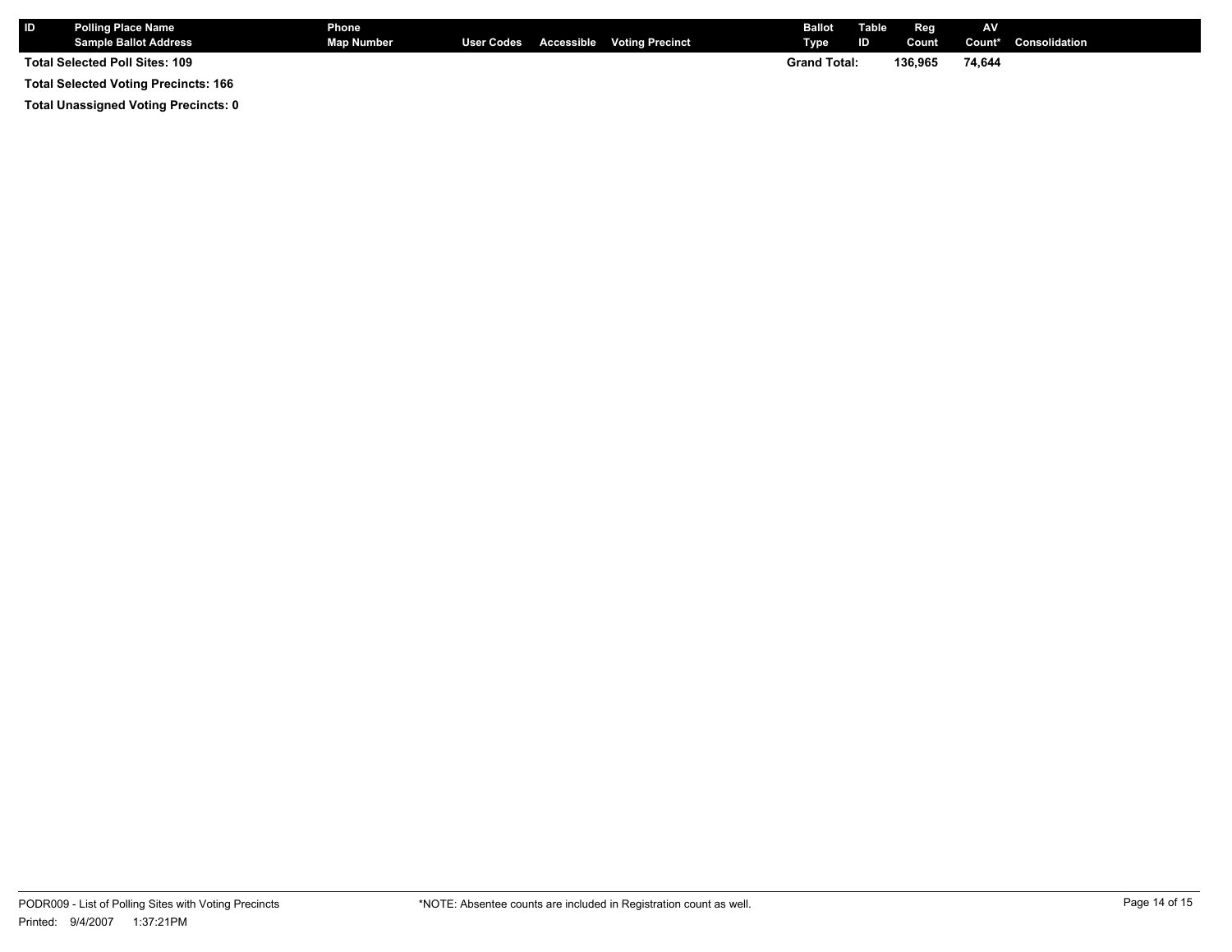| ID | Polling Place Name<br>Sample Ballot Address | Phone<br>Map Number | User Codes | Accessible | Voting Precinct | Ballot Type | Table ID | Reg Count | AV Count* | Consolidation |
|---|---|---|---|---|---|---|---|---|---|---|
| **Total Selected Poll Sites: 109** | | | | | | **Grand Total:** | | **136,965** | **74,644** | |

**Total Selected Voting Precincts: 166**

**Total Unassigned Voting Precincts: 0**

PODR009 - List of Polling Sites with Voting Precincts

Printed: 9/4/2007 1:37:21PM

*NOTE: Absentee counts are included in Registration count as well.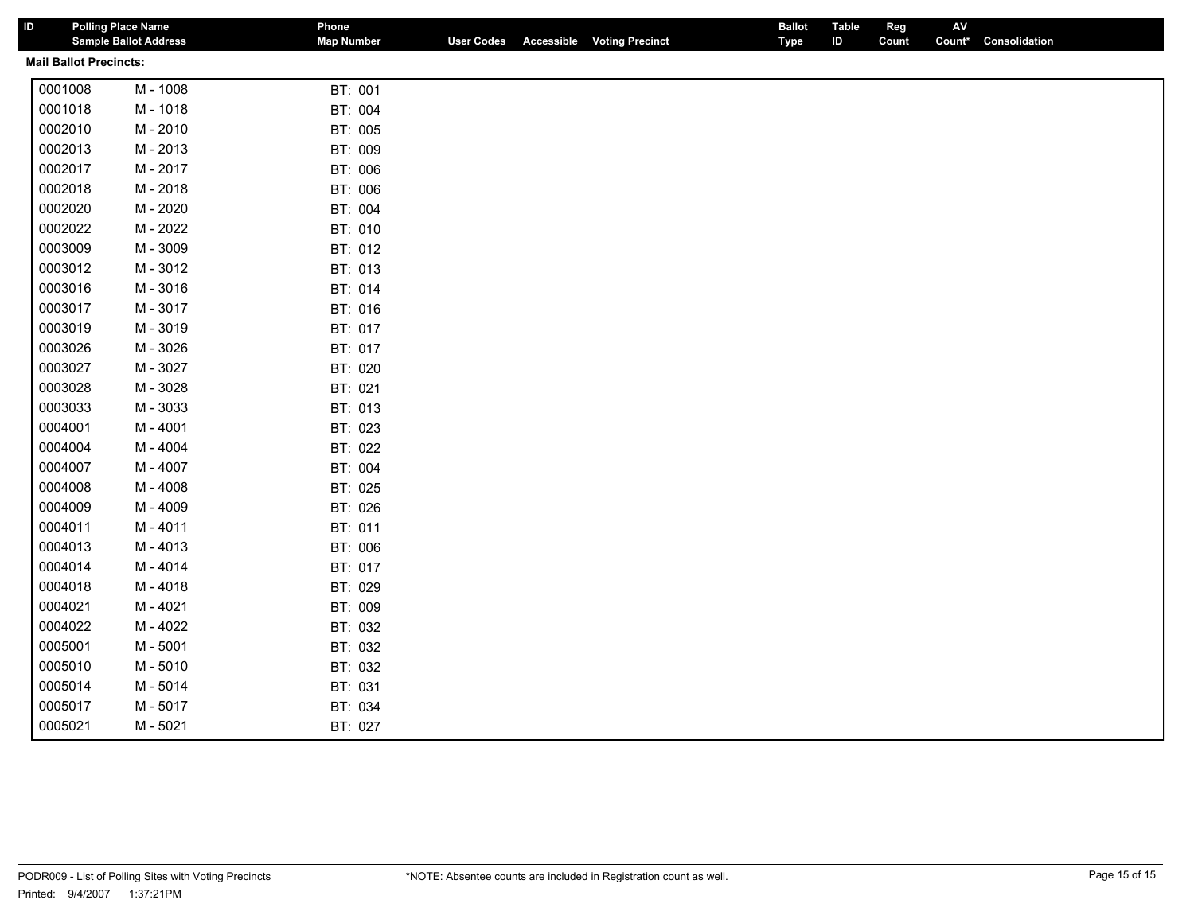| ID | Polling Place Name / Sample Ballot Address | Phone / Map Number | User Codes | Accessible | Voting Precinct | Ballot Type | Table ID | Reg Count | AV Count* | Consolidation |
|---|---|---|---|---|---|---|---|---|---|---|

**Mail Ballot Precincts:**

| | | |
|---|---|---|
| 0001008 | M - 1008 | BT: 001 |
| 0001018 | M - 1018 | BT: 004 |
| 0002010 | M - 2010 | BT: 005 |
| 0002013 | M - 2013 | BT: 009 |
| 0002017 | M - 2017 | BT: 006 |
| 0002018 | M - 2018 | BT: 006 |
| 0002020 | M - 2020 | BT: 004 |
| 0002022 | M - 2022 | BT: 010 |
| 0003009 | M - 3009 | BT: 012 |
| 0003012 | M - 3012 | BT: 013 |
| 0003016 | M - 3016 | BT: 014 |
| 0003017 | M - 3017 | BT: 016 |
| 0003019 | M - 3019 | BT: 017 |
| 0003026 | M - 3026 | BT: 017 |
| 0003027 | M - 3027 | BT: 020 |
| 0003028 | M - 3028 | BT: 021 |
| 0003033 | M - 3033 | BT: 013 |
| 0004001 | M - 4001 | BT: 023 |
| 0004004 | M - 4004 | BT: 022 |
| 0004007 | M - 4007 | BT: 004 |
| 0004008 | M - 4008 | BT: 025 |
| 0004009 | M - 4009 | BT: 026 |
| 0004011 | M - 4011 | BT: 011 |
| 0004013 | M - 4013 | BT: 006 |
| 0004014 | M - 4014 | BT: 017 |
| 0004018 | M - 4018 | BT: 029 |
| 0004021 | M - 4021 | BT: 009 |
| 0004022 | M - 4022 | BT: 032 |
| 0005001 | M - 5001 | BT: 032 |
| 0005010 | M - 5010 | BT: 032 |
| 0005014 | M - 5014 | BT: 031 |
| 0005017 | M - 5017 | BT: 034 |
| 0005021 | M - 5021 | BT: 027 |

PODR009 - List of Polling Sites with Voting Precincts
Printed: 9/4/2007 1:37:21PM

*NOTE: Absentee counts are included in Registration count as well.